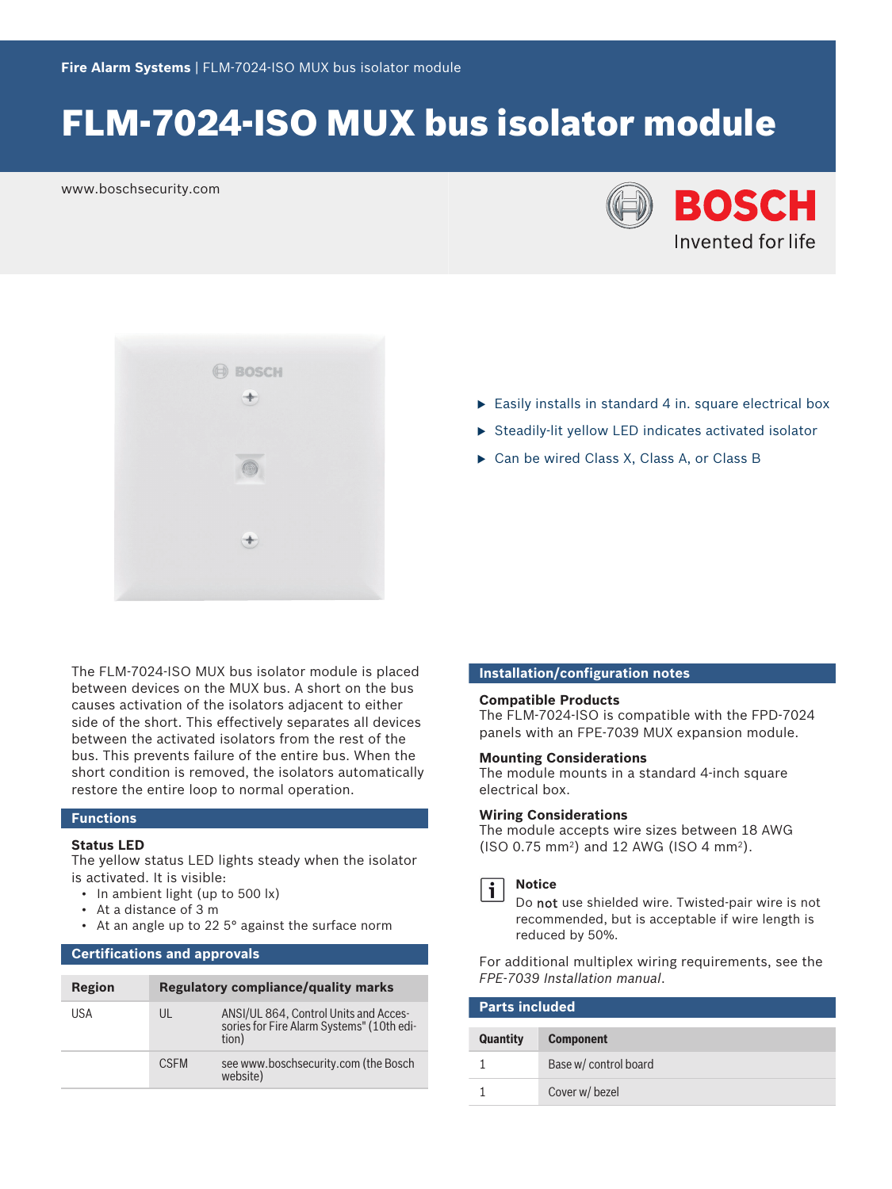Fire Alarm Systems | FLM-7024-ISO MUX bus isolator module

# FLM-7024-ISO MUX bus isolator module

www.boschsecurity.com

- Easily installs in standard 4 in. square electrical box
- Steadily-lit yellow LED indicates activated isolator
- Can be wired Class X, Class A, or Class B

The FLM-7024-ISO MUX bus isolator module is placed between devices on the MUX bus. A short on the bus causes activation of the isolators adjacent to either side of the short. This effectively separates all devices between the activated isolators from the rest of the bus. This prevents failure of the entire bus. When the short condition is removed, the isolators automatically restore the entire loop to normal operation.

## Functions

### Status LED

The yellow status LED lights steady when the isolator is activated. It is visible:

- In ambient light (up to 500 lx)
- At a distance of 3 m
- At an angle up to 22 5° against the surface norm

## Certifications and approvals

| Region | Regulatory compliance/quality marks | |
|---|---|---|
| USA | UL | ANSI/UL 864, Control Units and Accessories for Fire Alarm Systems" (10th edition) |
| | CSFM | see www.boschsecurity.com (the Bosch website) |

## Installation/configuration notes

### Compatible Products

The FLM-7024-ISO is compatible with the FPD-7024 panels with an FPE-7039 MUX expansion module.

### Mounting Considerations

The module mounts in a standard 4-inch square electrical box.

### Wiring Considerations

The module accepts wire sizes between 18 AWG (ISO 0.75 mm²) and 12 AWG (ISO 4 mm²).

**Notice**

Do **not** use shielded wire. Twisted-pair wire is not recommended, but is acceptable if wire length is reduced by 50%.

For additional multiplex wiring requirements, see the *FPE-7039 Installation manual*.

## Parts included

| Quantity | Component |
|---|---|
| 1 | Base w/ control board |
| 1 | Cover w/ bezel |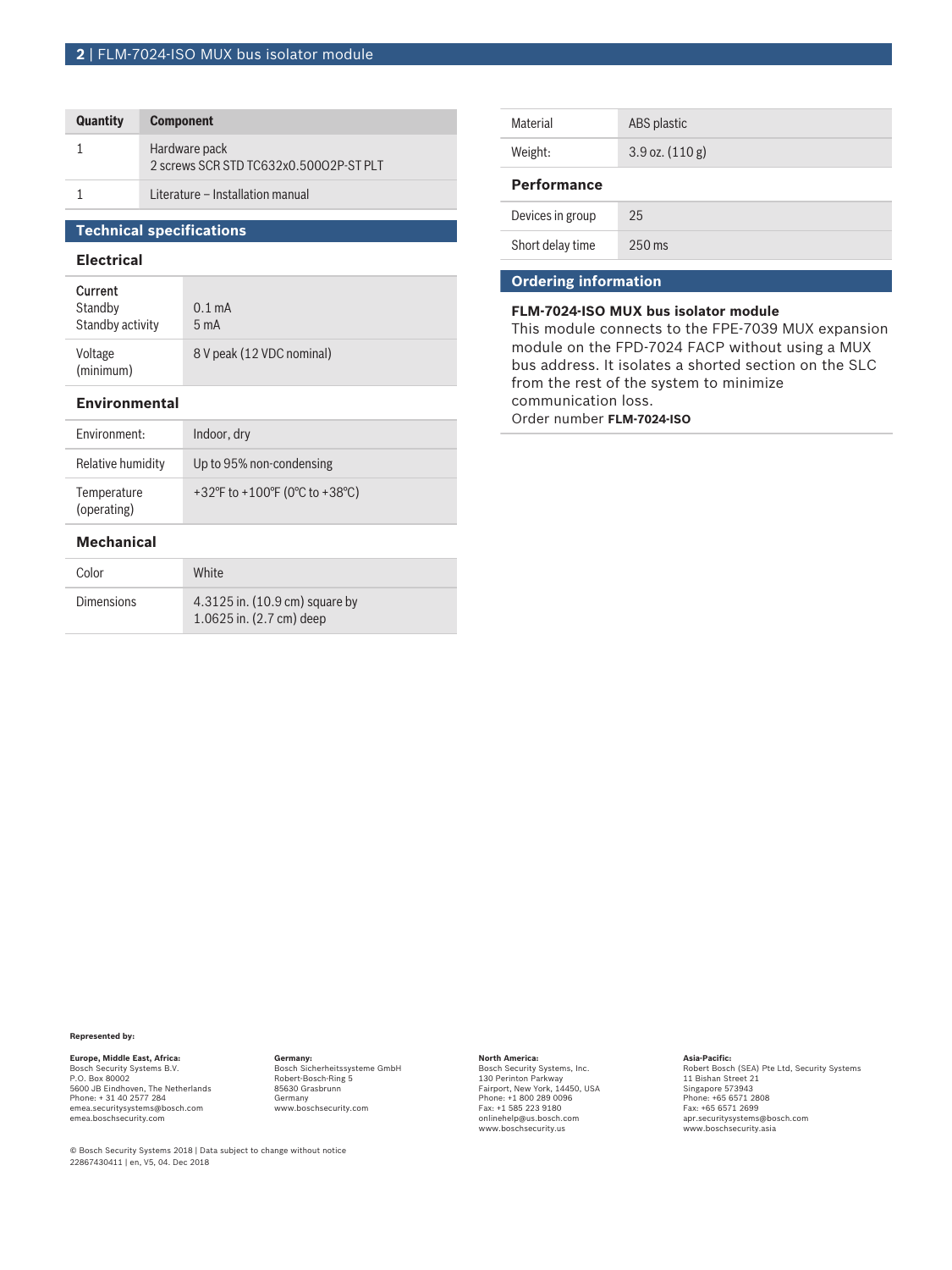| Quantity | Component |
| --- | --- |
| 1 | Hardware pack<br>2 screws SCR STD TC632x0.50002P-ST PLT |
| 1 | Literature – Installation manual |

## Technical specifications

### Electrical

| | |
| --- | --- |
| **Current**<br>Standby<br>Standby activity | <br>0.1 mA<br>5 mA |
| Voltage (minimum) | 8 V peak (12 VDC nominal) |

### Environmental

| | |
| --- | --- |
| Environment: | Indoor, dry |
| Relative humidity | Up to 95% non-condensing |
| Temperature (operating) | +32°F to +100°F (0°C to +38°C) |

### Mechanical

| | |
| --- | --- |
| Color | White |
| Dimensions | 4.3125 in. (10.9 cm) square by 1.0625 in. (2.7 cm) deep |
| Material | ABS plastic |
| Weight: | 3.9 oz. (110 g) |

### Performance

| | |
| --- | --- |
| Devices in group | 25 |
| Short delay time | 250 ms |

## Ordering information

**FLM-7024-ISO MUX bus isolator module**
This module connects to the FPE-7039 MUX expansion module on the FPD-7024 FACP without using a MUX bus address. It isolates a shorted section on the SLC from the rest of the system to minimize communication loss.
Order number **FLM-7024-ISO**

**Represented by:**

**Europe, Middle East, Africa:**
Bosch Security Systems B.V.
P.O. Box 80002
5600 JB Eindhoven, The Netherlands
Phone: + 31 40 2577 284
emea.securitysystems@bosch.com
emea.boschsecurity.com

**Germany:**
Bosch Sicherheitssysteme GmbH
Robert-Bosch-Ring 5
85630 Grasbrunn
Germany
www.boschsecurity.com

**North America:**
Bosch Security Systems, Inc.
130 Perinton Parkway
Fairport, New York, 14450, USA
Phone: +1 800 289 0096
Fax: +1 585 223 9180
onlinehelp@us.bosch.com
www.boschsecurity.us

**Asia-Pacific:**
Robert Bosch (SEA) Pte Ltd, Security Systems
11 Bishan Street 21
Singapore 573943
Phone: +65 6571 2808
Fax: +65 6571 2699
apr.securitysystems@bosch.com
www.boschsecurity.asia

© Bosch Security Systems 2018 | Data subject to change without notice
22867430411 | en, V5, 04. Dec 2018